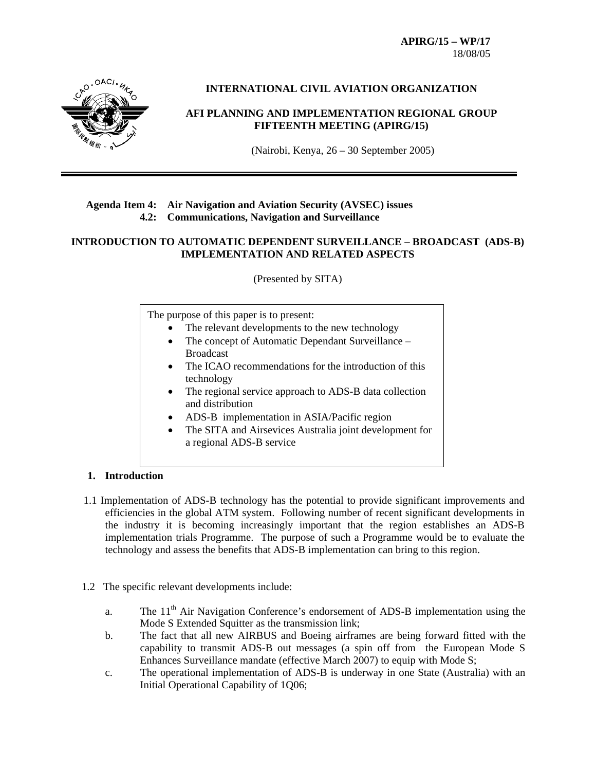**APIRG/15 – WP/17**
18/08/05

**INTERNATIONAL CIVIL AVIATION ORGANIZATION**

**AFI PLANNING AND IMPLEMENTATION REGIONAL GROUP FIFTEENTH MEETING (APIRG/15)**

(Nairobi, Kenya, 26 – 30 September 2005)

---

**Agenda Item 4: Air Navigation and Aviation Security (AVSEC) issues**
**4.2: Communications, Navigation and Surveillance**

**INTRODUCTION TO AUTOMATIC DEPENDENT SURVEILLANCE – BROADCAST (ADS-B) IMPLEMENTATION AND RELATED ASPECTS**

(Presented by SITA)

> The purpose of this paper is to present:
> - The relevant developments to the new technology
> - The concept of Automatic Dependant Surveillance – Broadcast
> - The ICAO recommendations for the introduction of this technology
> - The regional service approach to ADS-B data collection and distribution
> - ADS-B implementation in ASIA/Pacific region
> - The SITA and Airsevices Australia joint development for a regional ADS-B service

## 1. Introduction

1.1 Implementation of ADS-B technology has the potential to provide significant improvements and efficiencies in the global ATM system. Following number of recent significant developments in the industry it is becoming increasingly important that the region establishes an ADS-B implementation trials Programme. The purpose of such a Programme would be to evaluate the technology and assess the benefits that ADS-B implementation can bring to this region.

1.2 The specific relevant developments include:

a. The 11th Air Navigation Conference's endorsement of ADS-B implementation using the Mode S Extended Squitter as the transmission link;

b. The fact that all new AIRBUS and Boeing airframes are being forward fitted with the capability to transmit ADS-B out messages (a spin off from the European Mode S Enhances Surveillance mandate (effective March 2007) to equip with Mode S;

c. The operational implementation of ADS-B is underway in one State (Australia) with an Initial Operational Capability of 1Q06;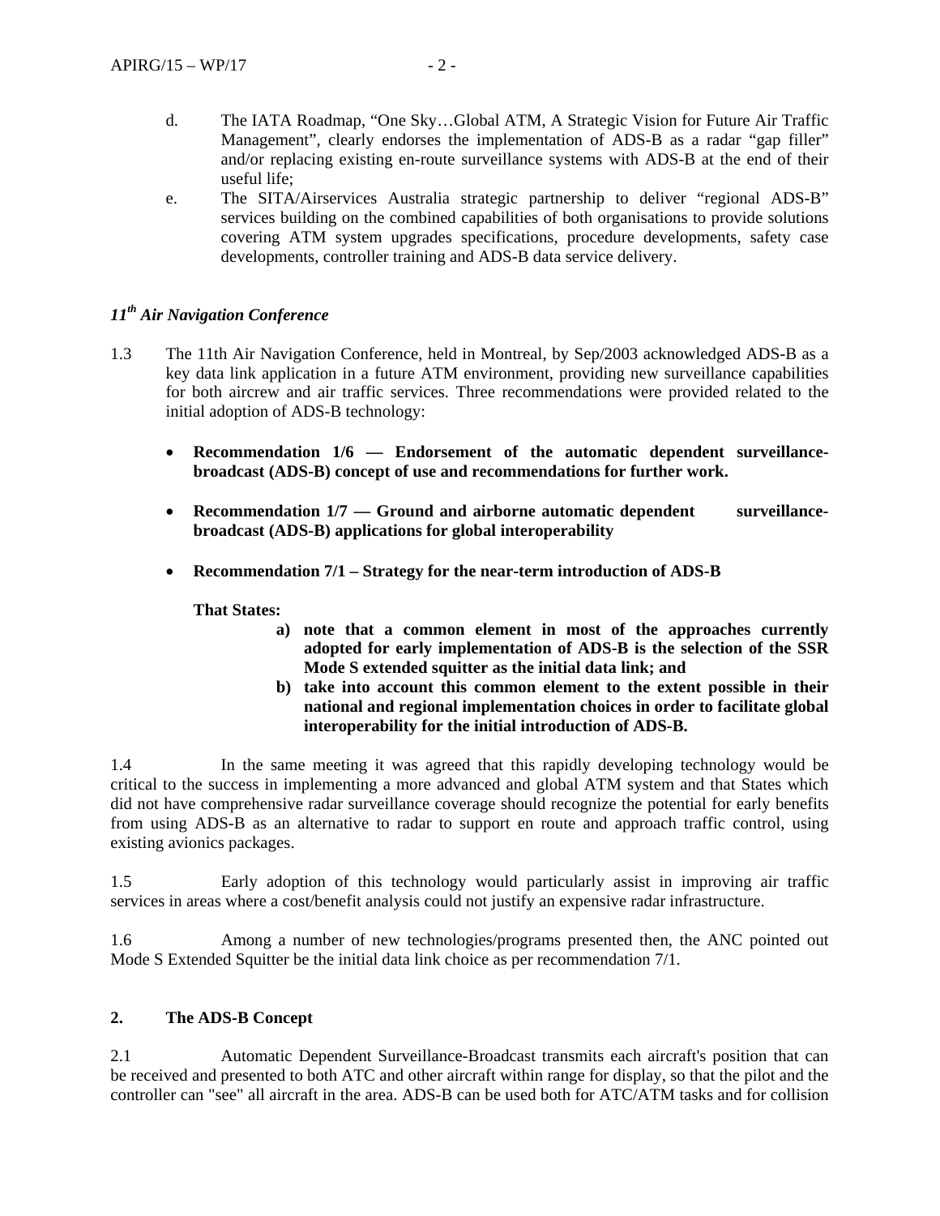d. The IATA Roadmap, "One Sky…Global ATM, A Strategic Vision for Future Air Traffic Management", clearly endorses the implementation of ADS-B as a radar "gap filler" and/or replacing existing en-route surveillance systems with ADS-B at the end of their useful life;

e. The SITA/Airservices Australia strategic partnership to deliver "regional ADS-B" services building on the combined capabilities of both organisations to provide solutions covering ATM system upgrades specifications, procedure developments, safety case developments, controller training and ADS-B data service delivery.

### *11th Air Navigation Conference*

1.3 The 11th Air Navigation Conference, held in Montreal, by Sep/2003 acknowledged ADS-B as a key data link application in a future ATM environment, providing new surveillance capabilities for both aircrew and air traffic services. Three recommendations were provided related to the initial adoption of ADS-B technology:

- **Recommendation 1/6 — Endorsement of the automatic dependent surveillance-broadcast (ADS-B) concept of use and recommendations for further work.**
- **Recommendation 1/7 — Ground and airborne automatic dependent surveillance-broadcast (ADS-B) applications for global interoperability**
- **Recommendation 7/1 – Strategy for the near-term introduction of ADS-B**

  **That States:**

  **a) note that a common element in most of the approaches currently adopted for early implementation of ADS-B is the selection of the SSR Mode S extended squitter as the initial data link; and**

  **b) take into account this common element to the extent possible in their national and regional implementation choices in order to facilitate global interoperability for the initial introduction of ADS-B.**

1.4 In the same meeting it was agreed that this rapidly developing technology would be critical to the success in implementing a more advanced and global ATM system and that States which did not have comprehensive radar surveillance coverage should recognize the potential for early benefits from using ADS-B as an alternative to radar to support en route and approach traffic control, using existing avionics packages.

1.5 Early adoption of this technology would particularly assist in improving air traffic services in areas where a cost/benefit analysis could not justify an expensive radar infrastructure.

1.6 Among a number of new technologies/programs presented then, the ANC pointed out Mode S Extended Squitter be the initial data link choice as per recommendation 7/1.

## 2. The ADS-B Concept

2.1 Automatic Dependent Surveillance-Broadcast transmits each aircraft's position that can be received and presented to both ATC and other aircraft within range for display, so that the pilot and the controller can "see" all aircraft in the area. ADS-B can be used both for ATC/ATM tasks and for collision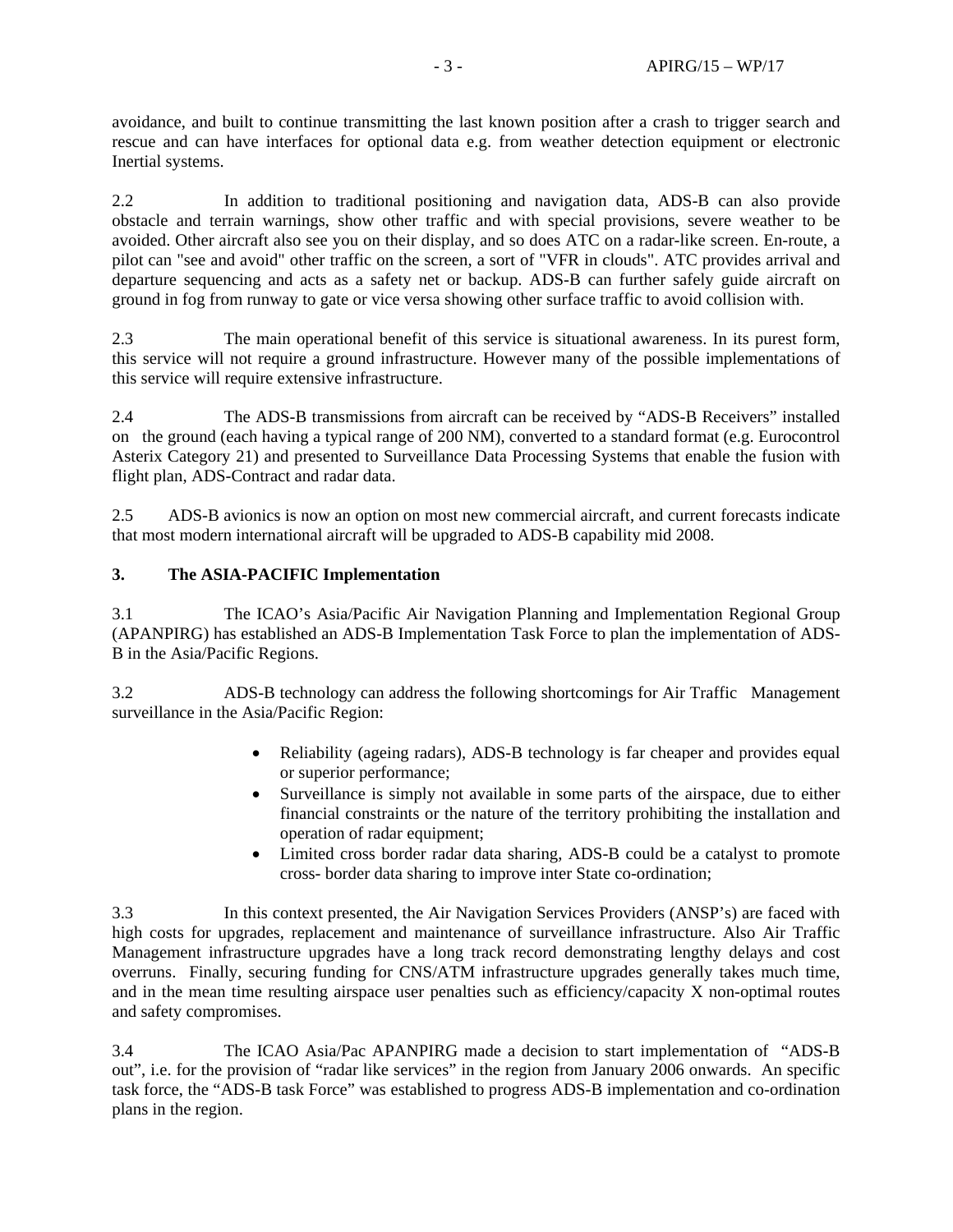avoidance, and built to continue transmitting the last known position after a crash to trigger search and rescue and can have interfaces for optional data e.g. from weather detection equipment or electronic Inertial systems.

2.2 In addition to traditional positioning and navigation data, ADS-B can also provide obstacle and terrain warnings, show other traffic and with special provisions, severe weather to be avoided. Other aircraft also see you on their display, and so does ATC on a radar-like screen. En-route, a pilot can "see and avoid" other traffic on the screen, a sort of "VFR in clouds". ATC provides arrival and departure sequencing and acts as a safety net or backup. ADS-B can further safely guide aircraft on ground in fog from runway to gate or vice versa showing other surface traffic to avoid collision with.

2.3 The main operational benefit of this service is situational awareness. In its purest form, this service will not require a ground infrastructure. However many of the possible implementations of this service will require extensive infrastructure.

2.4 The ADS-B transmissions from aircraft can be received by "ADS-B Receivers" installed on the ground (each having a typical range of 200 NM), converted to a standard format (e.g. Eurocontrol Asterix Category 21) and presented to Surveillance Data Processing Systems that enable the fusion with flight plan, ADS-Contract and radar data.

2.5 ADS-B avionics is now an option on most new commercial aircraft, and current forecasts indicate that most modern international aircraft will be upgraded to ADS-B capability mid 2008.

**3. The ASIA-PACIFIC Implementation**

3.1 The ICAO's Asia/Pacific Air Navigation Planning and Implementation Regional Group (APANPIRG) has established an ADS-B Implementation Task Force to plan the implementation of ADS-B in the Asia/Pacific Regions.

3.2 ADS-B technology can address the following shortcomings for Air Traffic Management surveillance in the Asia/Pacific Region:

- Reliability (ageing radars), ADS-B technology is far cheaper and provides equal or superior performance;
- Surveillance is simply not available in some parts of the airspace, due to either financial constraints or the nature of the territory prohibiting the installation and operation of radar equipment;
- Limited cross border radar data sharing, ADS-B could be a catalyst to promote cross- border data sharing to improve inter State co-ordination;

3.3 In this context presented, the Air Navigation Services Providers (ANSP's) are faced with high costs for upgrades, replacement and maintenance of surveillance infrastructure. Also Air Traffic Management infrastructure upgrades have a long track record demonstrating lengthy delays and cost overruns. Finally, securing funding for CNS/ATM infrastructure upgrades generally takes much time, and in the mean time resulting airspace user penalties such as efficiency/capacity X non-optimal routes and safety compromises.

3.4 The ICAO Asia/Pac APANPIRG made a decision to start implementation of "ADS-B out", i.e. for the provision of "radar like services" in the region from January 2006 onwards. An specific task force, the "ADS-B task Force" was established to progress ADS-B implementation and co-ordination plans in the region.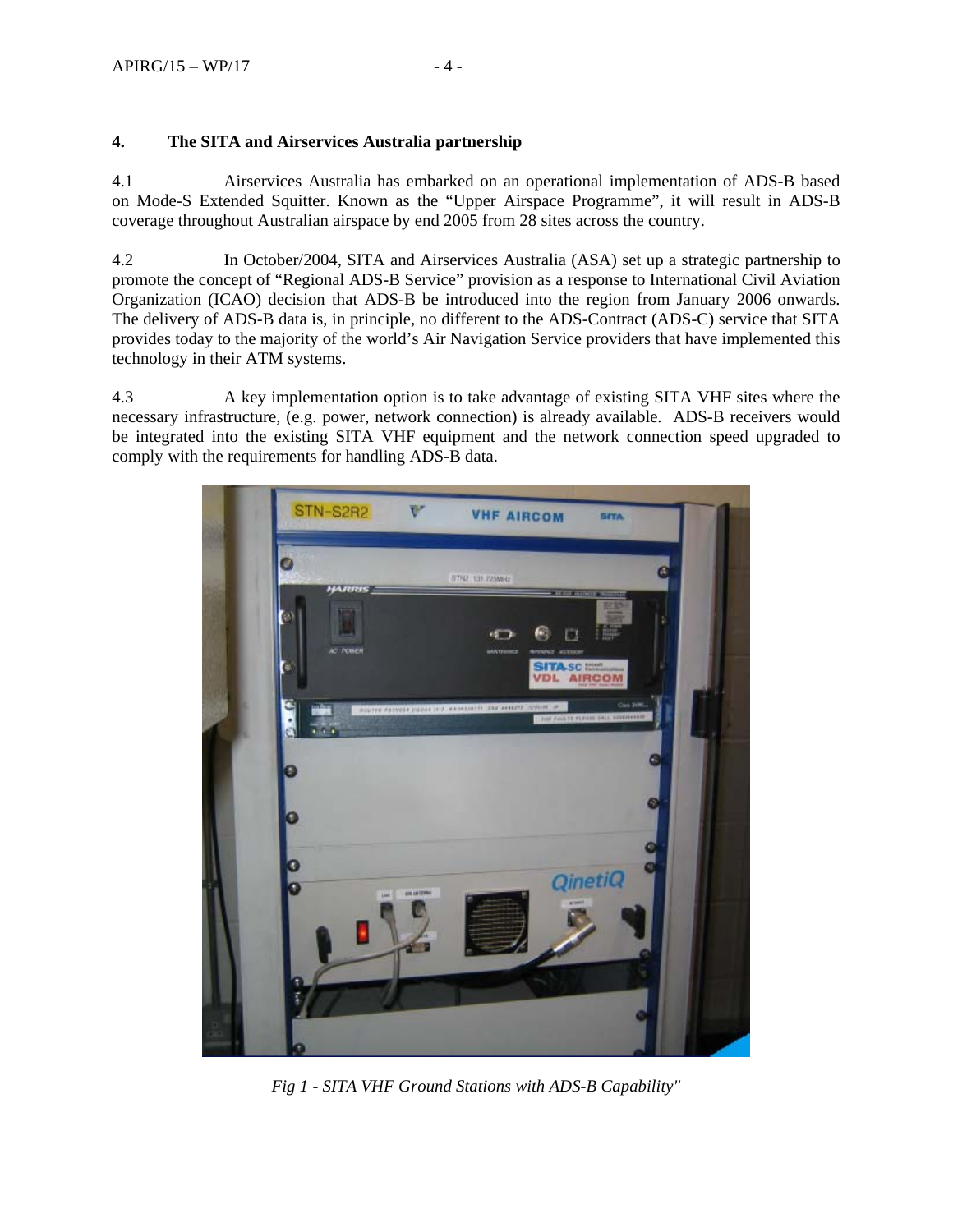## 4. The SITA and Airservices Australia partnership

4.1 Airservices Australia has embarked on an operational implementation of ADS-B based on Mode-S Extended Squitter. Known as the "Upper Airspace Programme", it will result in ADS-B coverage throughout Australian airspace by end 2005 from 28 sites across the country.

4.2 In October/2004, SITA and Airservices Australia (ASA) set up a strategic partnership to promote the concept of "Regional ADS-B Service" provision as a response to International Civil Aviation Organization (ICAO) decision that ADS-B be introduced into the region from January 2006 onwards. The delivery of ADS-B data is, in principle, no different to the ADS-Contract (ADS-C) service that SITA provides today to the majority of the world's Air Navigation Service providers that have implemented this technology in their ATM systems.

4.3 A key implementation option is to take advantage of existing SITA VHF sites where the necessary infrastructure, (e.g. power, network connection) is already available. ADS-B receivers would be integrated into the existing SITA VHF equipment and the network connection speed upgraded to comply with the requirements for handling ADS-B data.

*Fig 1 - SITA VHF Ground Stations with ADS-B Capability"*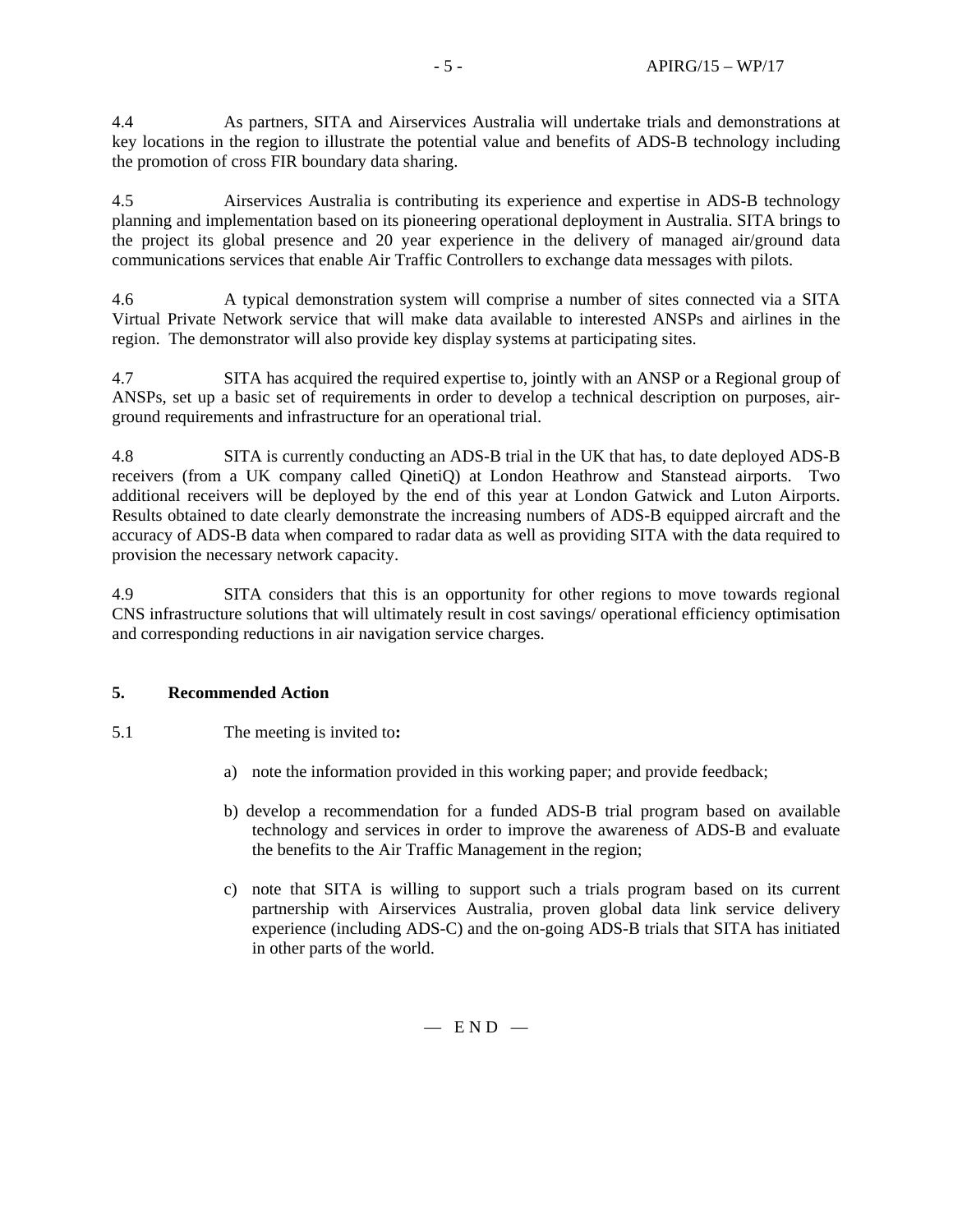4.4 As partners, SITA and Airservices Australia will undertake trials and demonstrations at key locations in the region to illustrate the potential value and benefits of ADS-B technology including the promotion of cross FIR boundary data sharing.

4.5 Airservices Australia is contributing its experience and expertise in ADS-B technology planning and implementation based on its pioneering operational deployment in Australia. SITA brings to the project its global presence and 20 year experience in the delivery of managed air/ground data communications services that enable Air Traffic Controllers to exchange data messages with pilots.

4.6 A typical demonstration system will comprise a number of sites connected via a SITA Virtual Private Network service that will make data available to interested ANSPs and airlines in the region. The demonstrator will also provide key display systems at participating sites.

4.7 SITA has acquired the required expertise to, jointly with an ANSP or a Regional group of ANSPs, set up a basic set of requirements in order to develop a technical description on purposes, air-ground requirements and infrastructure for an operational trial.

4.8 SITA is currently conducting an ADS-B trial in the UK that has, to date deployed ADS-B receivers (from a UK company called QinetiQ) at London Heathrow and Stanstead airports. Two additional receivers will be deployed by the end of this year at London Gatwick and Luton Airports. Results obtained to date clearly demonstrate the increasing numbers of ADS-B equipped aircraft and the accuracy of ADS-B data when compared to radar data as well as providing SITA with the data required to provision the necessary network capacity.

4.9 SITA considers that this is an opportunity for other regions to move towards regional CNS infrastructure solutions that will ultimately result in cost savings/ operational efficiency optimisation and corresponding reductions in air navigation service charges.

## 5. Recommended Action

5.1 The meeting is invited to**:**

a) note the information provided in this working paper; and provide feedback;

b) develop a recommendation for a funded ADS-B trial program based on available technology and services in order to improve the awareness of ADS-B and evaluate the benefits to the Air Traffic Management in the region;

c) note that SITA is willing to support such a trials program based on its current partnership with Airservices Australia, proven global data link service delivery experience (including ADS-C) and the on-going ADS-B trials that SITA has initiated in other parts of the world.

— END —